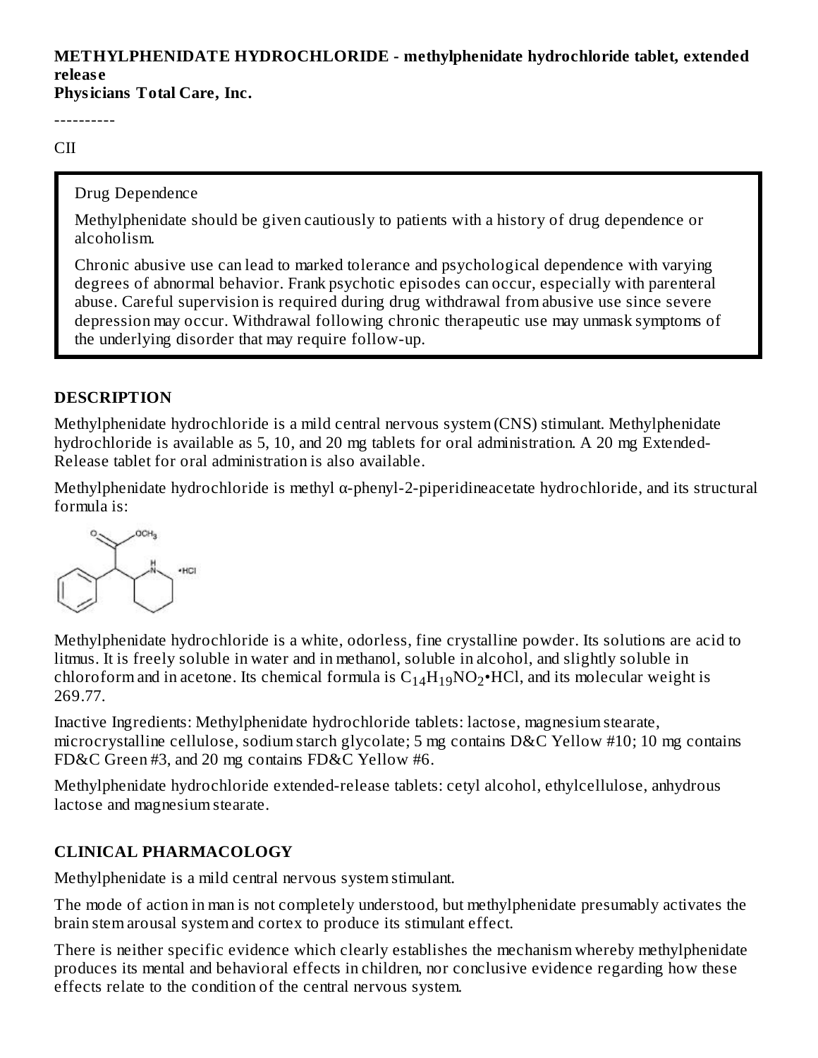**METHYLPHENIDATE HYDROCHLORIDE - methylphenidate hydrochloride tablet, extended release**
**Physicians Total Care, Inc.**

----------

CII

Drug Dependence

Methylphenidate should be given cautiously to patients with a history of drug dependence or alcoholism.

Chronic abusive use can lead to marked tolerance and psychological dependence with varying degrees of abnormal behavior. Frank psychotic episodes can occur, especially with parenteral abuse. Careful supervision is required during drug withdrawal from abusive use since severe depression may occur. Withdrawal following chronic therapeutic use may unmask symptoms of the underlying disorder that may require follow-up.

## DESCRIPTION

Methylphenidate hydrochloride is a mild central nervous system (CNS) stimulant. Methylphenidate hydrochloride is available as 5, 10, and 20 mg tablets for oral administration. A 20 mg Extended-Release tablet for oral administration is also available.

Methylphenidate hydrochloride is methyl α-phenyl-2-piperidineacetate hydrochloride, and its structural formula is:

Methylphenidate hydrochloride is a white, odorless, fine crystalline powder. Its solutions are acid to litmus. It is freely soluble in water and in methanol, soluble in alcohol, and slightly soluble in chloroform and in acetone. Its chemical formula is $C_{14}H_{19}NO_2$•HCl, and its molecular weight is 269.77.

Inactive Ingredients: Methylphenidate hydrochloride tablets: lactose, magnesium stearate, microcrystalline cellulose, sodium starch glycolate; 5 mg contains D&C Yellow #10; 10 mg contains FD&C Green #3, and 20 mg contains FD&C Yellow #6.

Methylphenidate hydrochloride extended-release tablets: cetyl alcohol, ethylcellulose, anhydrous lactose and magnesium stearate.

## CLINICAL PHARMACOLOGY

Methylphenidate is a mild central nervous system stimulant.

The mode of action in man is not completely understood, but methylphenidate presumably activates the brain stem arousal system and cortex to produce its stimulant effect.

There is neither specific evidence which clearly establishes the mechanism whereby methylphenidate produces its mental and behavioral effects in children, nor conclusive evidence regarding how these effects relate to the condition of the central nervous system.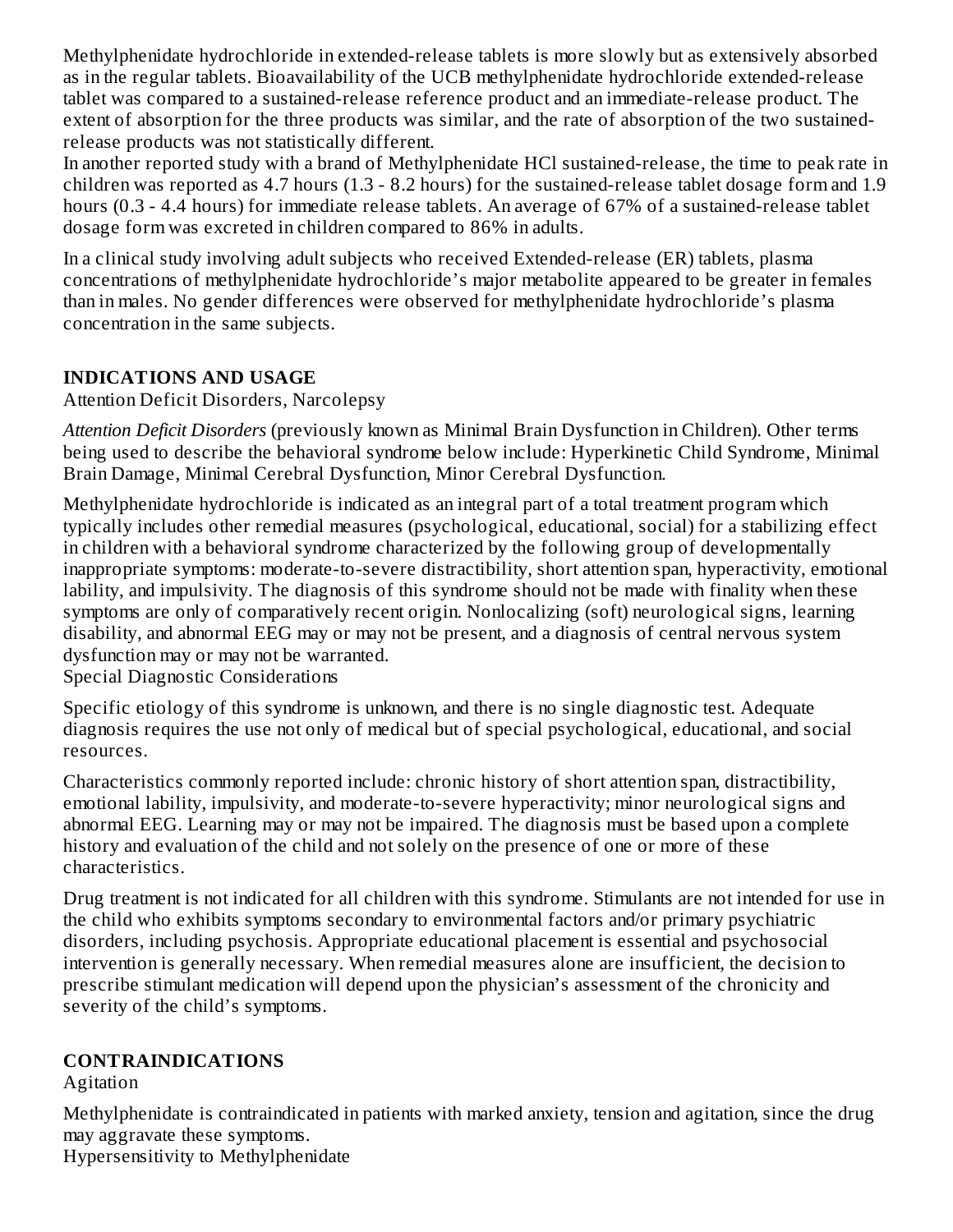Methylphenidate hydrochloride in extended-release tablets is more slowly but as extensively absorbed as in the regular tablets. Bioavailability of the UCB methylphenidate hydrochloride extended-release tablet was compared to a sustained-release reference product and an immediate-release product. The extent of absorption for the three products was similar, and the rate of absorption of the two sustained-release products was not statistically different.

In another reported study with a brand of Methylphenidate HCl sustained-release, the time to peak rate in children was reported as 4.7 hours (1.3 - 8.2 hours) for the sustained-release tablet dosage form and 1.9 hours (0.3 - 4.4 hours) for immediate release tablets. An average of 67% of a sustained-release tablet dosage form was excreted in children compared to 86% in adults.

In a clinical study involving adult subjects who received Extended-release (ER) tablets, plasma concentrations of methylphenidate hydrochloride's major metabolite appeared to be greater in females than in males. No gender differences were observed for methylphenidate hydrochloride's plasma concentration in the same subjects.

## INDICATIONS AND USAGE

Attention Deficit Disorders, Narcolepsy

*Attention Deficit Disorders* (previously known as Minimal Brain Dysfunction in Children). Other terms being used to describe the behavioral syndrome below include: Hyperkinetic Child Syndrome, Minimal Brain Damage, Minimal Cerebral Dysfunction, Minor Cerebral Dysfunction.

Methylphenidate hydrochloride is indicated as an integral part of a total treatment program which typically includes other remedial measures (psychological, educational, social) for a stabilizing effect in children with a behavioral syndrome characterized by the following group of developmentally inappropriate symptoms: moderate-to-severe distractibility, short attention span, hyperactivity, emotional lability, and impulsivity. The diagnosis of this syndrome should not be made with finality when these symptoms are only of comparatively recent origin. Nonlocalizing (soft) neurological signs, learning disability, and abnormal EEG may or may not be present, and a diagnosis of central nervous system dysfunction may or may not be warranted.

Special Diagnostic Considerations

Specific etiology of this syndrome is unknown, and there is no single diagnostic test. Adequate diagnosis requires the use not only of medical but of special psychological, educational, and social resources.

Characteristics commonly reported include: chronic history of short attention span, distractibility, emotional lability, impulsivity, and moderate-to-severe hyperactivity; minor neurological signs and abnormal EEG. Learning may or may not be impaired. The diagnosis must be based upon a complete history and evaluation of the child and not solely on the presence of one or more of these characteristics.

Drug treatment is not indicated for all children with this syndrome. Stimulants are not intended for use in the child who exhibits symptoms secondary to environmental factors and/or primary psychiatric disorders, including psychosis. Appropriate educational placement is essential and psychosocial intervention is generally necessary. When remedial measures alone are insufficient, the decision to prescribe stimulant medication will depend upon the physician's assessment of the chronicity and severity of the child's symptoms.

## CONTRAINDICATIONS

Agitation

Methylphenidate is contraindicated in patients with marked anxiety, tension and agitation, since the drug may aggravate these symptoms.

Hypersensitivity to Methylphenidate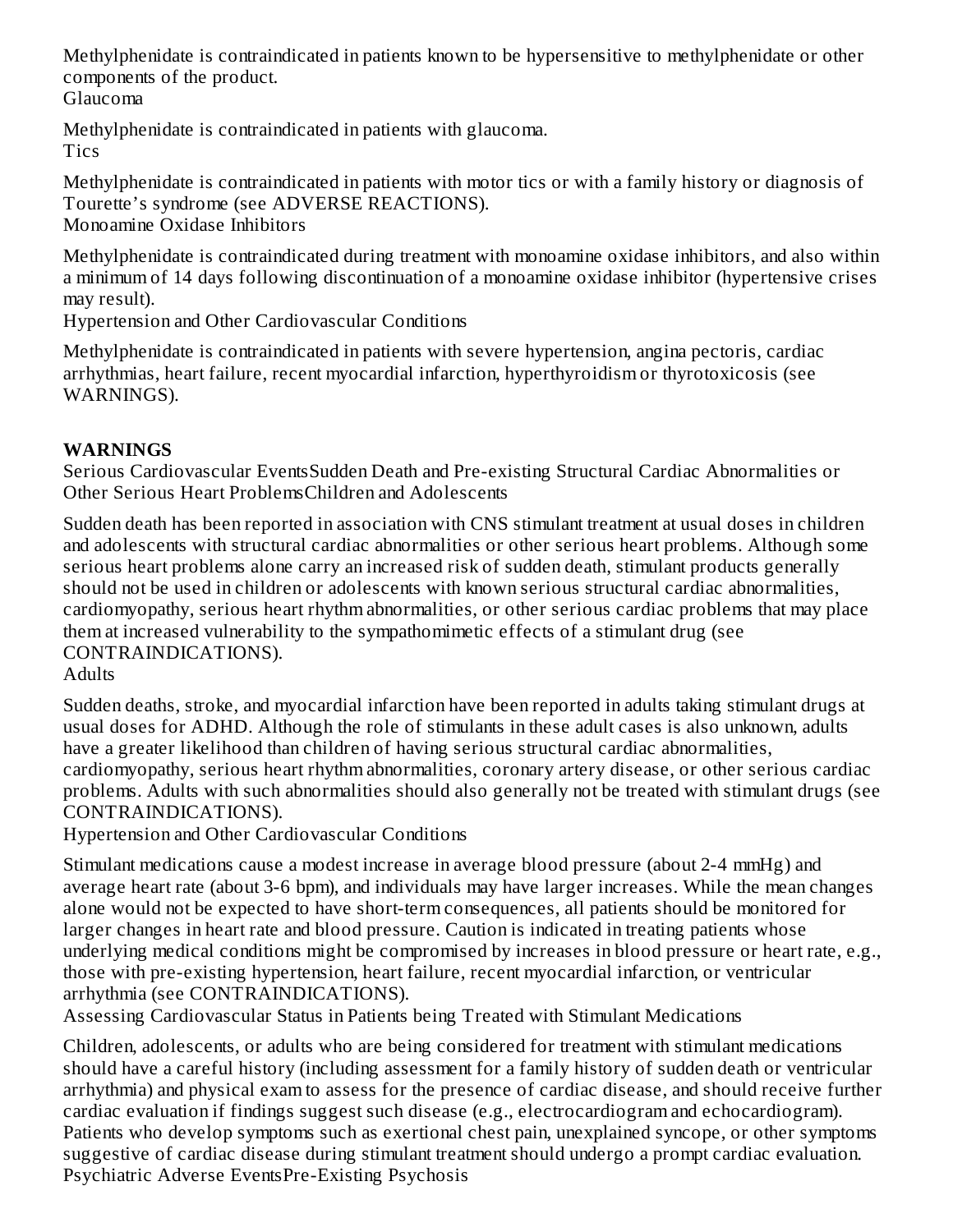Methylphenidate is contraindicated in patients known to be hypersensitive to methylphenidate or other components of the product.

### Glaucoma

Methylphenidate is contraindicated in patients with glaucoma.

### Tics

Methylphenidate is contraindicated in patients with motor tics or with a family history or diagnosis of Tourette's syndrome (see ADVERSE REACTIONS).

### Monoamine Oxidase Inhibitors

Methylphenidate is contraindicated during treatment with monoamine oxidase inhibitors, and also within a minimum of 14 days following discontinuation of a monoamine oxidase inhibitor (hypertensive crises may result).

### Hypertension and Other Cardiovascular Conditions

Methylphenidate is contraindicated in patients with severe hypertension, angina pectoris, cardiac arrhythmias, heart failure, recent myocardial infarction, hyperthyroidism or thyrotoxicosis (see WARNINGS).

## WARNINGS

### Serious Cardiovascular Events

#### Sudden Death and Pre-existing Structural Cardiac Abnormalities or Other Serious Heart Problems

##### Children and Adolescents

Sudden death has been reported in association with CNS stimulant treatment at usual doses in children and adolescents with structural cardiac abnormalities or other serious heart problems. Although some serious heart problems alone carry an increased risk of sudden death, stimulant products generally should not be used in children or adolescents with known serious structural cardiac abnormalities, cardiomyopathy, serious heart rhythm abnormalities, or other serious cardiac problems that may place them at increased vulnerability to the sympathomimetic effects of a stimulant drug (see CONTRAINDICATIONS).

##### Adults

Sudden deaths, stroke, and myocardial infarction have been reported in adults taking stimulant drugs at usual doses for ADHD. Although the role of stimulants in these adult cases is also unknown, adults have a greater likelihood than children of having serious structural cardiac abnormalities, cardiomyopathy, serious heart rhythm abnormalities, coronary artery disease, or other serious cardiac problems. Adults with such abnormalities should also generally not be treated with stimulant drugs (see CONTRAINDICATIONS).

#### Hypertension and Other Cardiovascular Conditions

Stimulant medications cause a modest increase in average blood pressure (about 2-4 mmHg) and average heart rate (about 3-6 bpm), and individuals may have larger increases. While the mean changes alone would not be expected to have short-term consequences, all patients should be monitored for larger changes in heart rate and blood pressure. Caution is indicated in treating patients whose underlying medical conditions might be compromised by increases in blood pressure or heart rate, e.g., those with pre-existing hypertension, heart failure, recent myocardial infarction, or ventricular arrhythmia (see CONTRAINDICATIONS).

#### Assessing Cardiovascular Status in Patients being Treated with Stimulant Medications

Children, adolescents, or adults who are being considered for treatment with stimulant medications should have a careful history (including assessment for a family history of sudden death or ventricular arrhythmia) and physical exam to assess for the presence of cardiac disease, and should receive further cardiac evaluation if findings suggest such disease (e.g., electrocardiogram and echocardiogram). Patients who develop symptoms such as exertional chest pain, unexplained syncope, or other symptoms suggestive of cardiac disease during stimulant treatment should undergo a prompt cardiac evaluation.

### Psychiatric Adverse Events

#### Pre-Existing Psychosis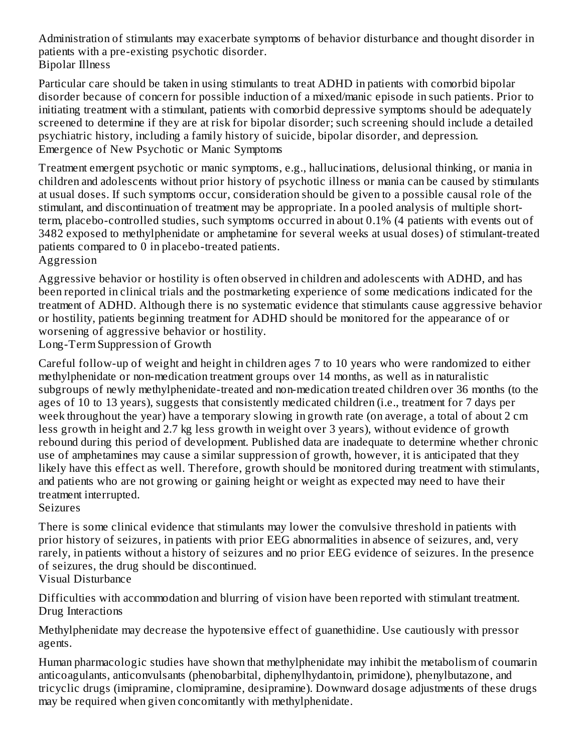Administration of stimulants may exacerbate symptoms of behavior disturbance and thought disorder in patients with a pre-existing psychotic disorder.

### Bipolar Illness

Particular care should be taken in using stimulants to treat ADHD in patients with comorbid bipolar disorder because of concern for possible induction of a mixed/manic episode in such patients. Prior to initiating treatment with a stimulant, patients with comorbid depressive symptoms should be adequately screened to determine if they are at risk for bipolar disorder; such screening should include a detailed psychiatric history, including a family history of suicide, bipolar disorder, and depression.

### Emergence of New Psychotic or Manic Symptoms

Treatment emergent psychotic or manic symptoms, e.g., hallucinations, delusional thinking, or mania in children and adolescents without prior history of psychotic illness or mania can be caused by stimulants at usual doses. If such symptoms occur, consideration should be given to a possible causal role of the stimulant, and discontinuation of treatment may be appropriate. In a pooled analysis of multiple short-term, placebo-controlled studies, such symptoms occurred in about 0.1% (4 patients with events out of 3482 exposed to methylphenidate or amphetamine for several weeks at usual doses) of stimulant-treated patients compared to 0 in placebo-treated patients.

### Aggression

Aggressive behavior or hostility is often observed in children and adolescents with ADHD, and has been reported in clinical trials and the postmarketing experience of some medications indicated for the treatment of ADHD. Although there is no systematic evidence that stimulants cause aggressive behavior or hostility, patients beginning treatment for ADHD should be monitored for the appearance of or worsening of aggressive behavior or hostility.

### Long-Term Suppression of Growth

Careful follow-up of weight and height in children ages 7 to 10 years who were randomized to either methylphenidate or non-medication treatment groups over 14 months, as well as in naturalistic subgroups of newly methylphenidate-treated and non-medication treated children over 36 months (to the ages of 10 to 13 years), suggests that consistently medicated children (i.e., treatment for 7 days per week throughout the year) have a temporary slowing in growth rate (on average, a total of about 2 cm less growth in height and 2.7 kg less growth in weight over 3 years), without evidence of growth rebound during this period of development. Published data are inadequate to determine whether chronic use of amphetamines may cause a similar suppression of growth, however, it is anticipated that they likely have this effect as well. Therefore, growth should be monitored during treatment with stimulants, and patients who are not growing or gaining height or weight as expected may need to have their treatment interrupted.

### Seizures

There is some clinical evidence that stimulants may lower the convulsive threshold in patients with prior history of seizures, in patients with prior EEG abnormalities in absence of seizures, and, very rarely, in patients without a history of seizures and no prior EEG evidence of seizures. In the presence of seizures, the drug should be discontinued.

### Visual Disturbance

Difficulties with accommodation and blurring of vision have been reported with stimulant treatment.

### Drug Interactions

Methylphenidate may decrease the hypotensive effect of guanethidine. Use cautiously with pressor agents.

Human pharmacologic studies have shown that methylphenidate may inhibit the metabolism of coumarin anticoagulants, anticonvulsants (phenobarbital, diphenylhydantoin, primidone), phenylbutazone, and tricyclic drugs (imipramine, clomipramine, desipramine). Downward dosage adjustments of these drugs may be required when given concomitantly with methylphenidate.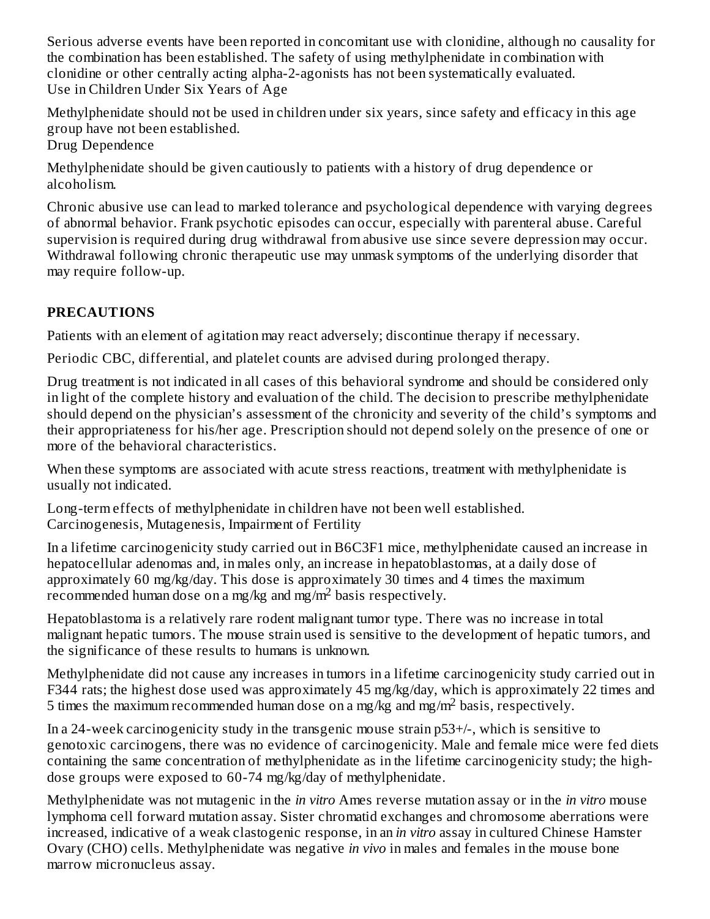Serious adverse events have been reported in concomitant use with clonidine, although no causality for the combination has been established. The safety of using methylphenidate in combination with clonidine or other centrally acting alpha-2-agonists has not been systematically evaluated.

### Use in Children Under Six Years of Age

Methylphenidate should not be used in children under six years, since safety and efficacy in this age group have not been established.

### Drug Dependence

Methylphenidate should be given cautiously to patients with a history of drug dependence or alcoholism.

Chronic abusive use can lead to marked tolerance and psychological dependence with varying degrees of abnormal behavior. Frank psychotic episodes can occur, especially with parenteral abuse. Careful supervision is required during drug withdrawal from abusive use since severe depression may occur. Withdrawal following chronic therapeutic use may unmask symptoms of the underlying disorder that may require follow-up.

## PRECAUTIONS

Patients with an element of agitation may react adversely; discontinue therapy if necessary.

Periodic CBC, differential, and platelet counts are advised during prolonged therapy.

Drug treatment is not indicated in all cases of this behavioral syndrome and should be considered only in light of the complete history and evaluation of the child. The decision to prescribe methylphenidate should depend on the physician's assessment of the chronicity and severity of the child's symptoms and their appropriateness for his/her age. Prescription should not depend solely on the presence of one or more of the behavioral characteristics.

When these symptoms are associated with acute stress reactions, treatment with methylphenidate is usually not indicated.

Long-term effects of methylphenidate in children have not been well established.

### Carcinogenesis, Mutagenesis, Impairment of Fertility

In a lifetime carcinogenicity study carried out in B6C3F1 mice, methylphenidate caused an increase in hepatocellular adenomas and, in males only, an increase in hepatoblastomas, at a daily dose of approximately 60 mg/kg/day. This dose is approximately 30 times and 4 times the maximum recommended human dose on a mg/kg and mg/$m^2$ basis respectively.

Hepatoblastoma is a relatively rare rodent malignant tumor type. There was no increase in total malignant hepatic tumors. The mouse strain used is sensitive to the development of hepatic tumors, and the significance of these results to humans is unknown.

Methylphenidate did not cause any increases in tumors in a lifetime carcinogenicity study carried out in F344 rats; the highest dose used was approximately 45 mg/kg/day, which is approximately 22 times and 5 times the maximum recommended human dose on a mg/kg and mg/$m^2$ basis, respectively.

In a 24-week carcinogenicity study in the transgenic mouse strain p53+/-, which is sensitive to genotoxic carcinogens, there was no evidence of carcinogenicity. Male and female mice were fed diets containing the same concentration of methylphenidate as in the lifetime carcinogenicity study; the high-dose groups were exposed to 60-74 mg/kg/day of methylphenidate.

Methylphenidate was not mutagenic in the *in vitro* Ames reverse mutation assay or in the *in vitro* mouse lymphoma cell forward mutation assay. Sister chromatid exchanges and chromosome aberrations were increased, indicative of a weak clastogenic response, in an *in vitro* assay in cultured Chinese Hamster Ovary (CHO) cells. Methylphenidate was negative *in vivo* in males and females in the mouse bone marrow micronucleus assay.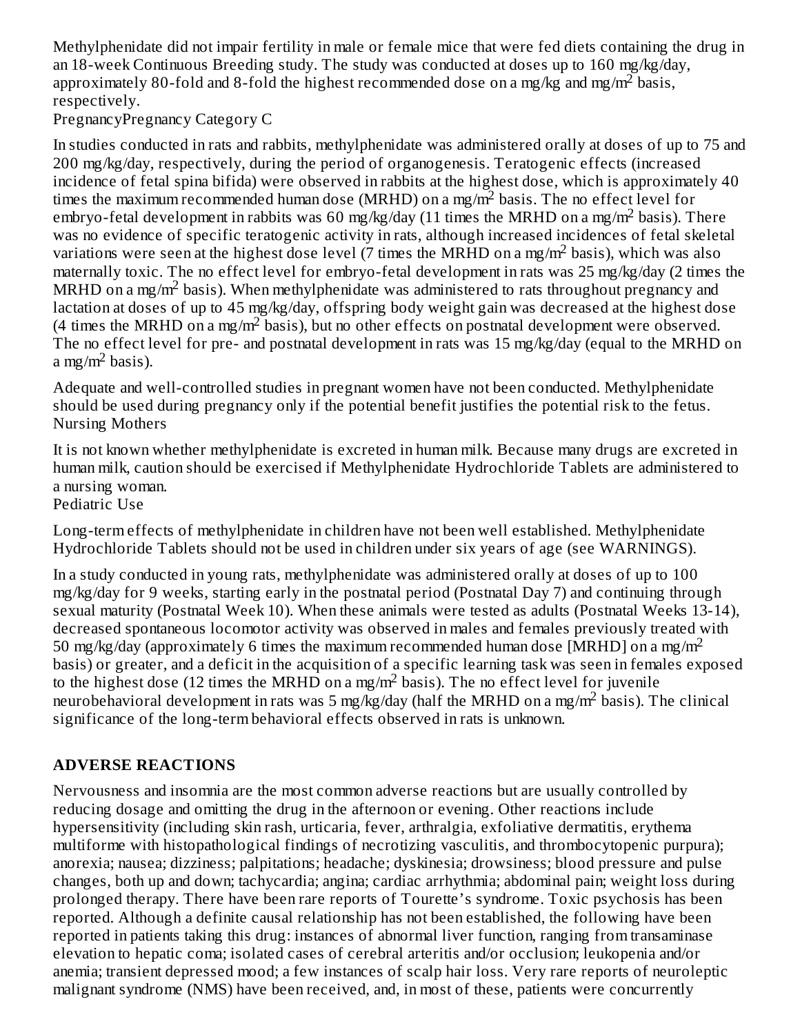Methylphenidate did not impair fertility in male or female mice that were fed diets containing the drug in an 18-week Continuous Breeding study. The study was conducted at doses up to 160 mg/kg/day, approximately 80-fold and 8-fold the highest recommended dose on a mg/kg and mg/m$^2$ basis, respectively.

PregnancyPregnancy Category C

In studies conducted in rats and rabbits, methylphenidate was administered orally at doses of up to 75 and 200 mg/kg/day, respectively, during the period of organogenesis. Teratogenic effects (increased incidence of fetal spina bifida) were observed in rabbits at the highest dose, which is approximately 40 times the maximum recommended human dose (MRHD) on a mg/m$^2$ basis. The no effect level for embryo-fetal development in rabbits was 60 mg/kg/day (11 times the MRHD on a mg/m$^2$ basis). There was no evidence of specific teratogenic activity in rats, although increased incidences of fetal skeletal variations were seen at the highest dose level (7 times the MRHD on a mg/m$^2$ basis), which was also maternally toxic. The no effect level for embryo-fetal development in rats was 25 mg/kg/day (2 times the MRHD on a mg/m$^2$ basis). When methylphenidate was administered to rats throughout pregnancy and lactation at doses of up to 45 mg/kg/day, offspring body weight gain was decreased at the highest dose (4 times the MRHD on a mg/m$^2$ basis), but no other effects on postnatal development were observed. The no effect level for pre- and postnatal development in rats was 15 mg/kg/day (equal to the MRHD on a mg/m$^2$ basis).

Adequate and well-controlled studies in pregnant women have not been conducted. Methylphenidate should be used during pregnancy only if the potential benefit justifies the potential risk to the fetus.

Nursing Mothers

It is not known whether methylphenidate is excreted in human milk. Because many drugs are excreted in human milk, caution should be exercised if Methylphenidate Hydrochloride Tablets are administered to a nursing woman.

Pediatric Use

Long-term effects of methylphenidate in children have not been well established. Methylphenidate Hydrochloride Tablets should not be used in children under six years of age (see WARNINGS).

In a study conducted in young rats, methylphenidate was administered orally at doses of up to 100 mg/kg/day for 9 weeks, starting early in the postnatal period (Postnatal Day 7) and continuing through sexual maturity (Postnatal Week 10). When these animals were tested as adults (Postnatal Weeks 13-14), decreased spontaneous locomotor activity was observed in males and females previously treated with 50 mg/kg/day (approximately 6 times the maximum recommended human dose [MRHD] on a mg/m$^2$ basis) or greater, and a deficit in the acquisition of a specific learning task was seen in females exposed to the highest dose (12 times the MRHD on a mg/m$^2$ basis). The no effect level for juvenile neurobehavioral development in rats was 5 mg/kg/day (half the MRHD on a mg/m$^2$ basis). The clinical significance of the long-term behavioral effects observed in rats is unknown.

## ADVERSE REACTIONS

Nervousness and insomnia are the most common adverse reactions but are usually controlled by reducing dosage and omitting the drug in the afternoon or evening. Other reactions include hypersensitivity (including skin rash, urticaria, fever, arthralgia, exfoliative dermatitis, erythema multiforme with histopathological findings of necrotizing vasculitis, and thrombocytopenic purpura); anorexia; nausea; dizziness; palpitations; headache; dyskinesia; drowsiness; blood pressure and pulse changes, both up and down; tachycardia; angina; cardiac arrhythmia; abdominal pain; weight loss during prolonged therapy. There have been rare reports of Tourette's syndrome. Toxic psychosis has been reported. Although a definite causal relationship has not been established, the following have been reported in patients taking this drug: instances of abnormal liver function, ranging from transaminase elevation to hepatic coma; isolated cases of cerebral arteritis and/or occlusion; leukopenia and/or anemia; transient depressed mood; a few instances of scalp hair loss. Very rare reports of neuroleptic malignant syndrome (NMS) have been received, and, in most of these, patients were concurrently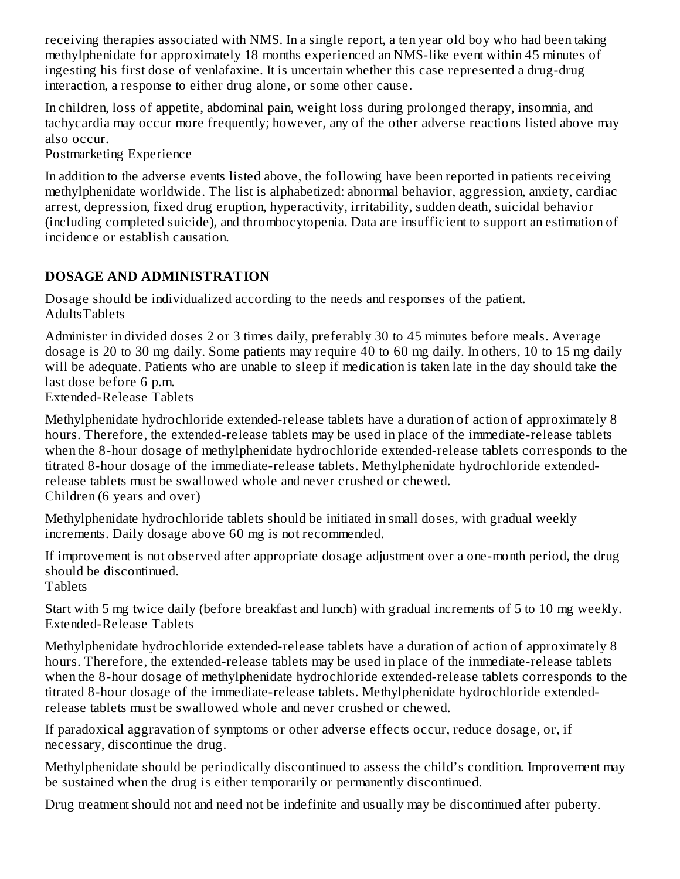receiving therapies associated with NMS. In a single report, a ten year old boy who had been taking methylphenidate for approximately 18 months experienced an NMS-like event within 45 minutes of ingesting his first dose of venlafaxine. It is uncertain whether this case represented a drug-drug interaction, a response to either drug alone, or some other cause.

In children, loss of appetite, abdominal pain, weight loss during prolonged therapy, insomnia, and tachycardia may occur more frequently; however, any of the other adverse reactions listed above may also occur.

Postmarketing Experience

In addition to the adverse events listed above, the following have been reported in patients receiving methylphenidate worldwide. The list is alphabetized: abnormal behavior, aggression, anxiety, cardiac arrest, depression, fixed drug eruption, hyperactivity, irritability, sudden death, suicidal behavior (including completed suicide), and thrombocytopenia. Data are insufficient to support an estimation of incidence or establish causation.

## DOSAGE AND ADMINISTRATION

Dosage should be individualized according to the needs and responses of the patient.

AdultsTablets

Administer in divided doses 2 or 3 times daily, preferably 30 to 45 minutes before meals. Average dosage is 20 to 30 mg daily. Some patients may require 40 to 60 mg daily. In others, 10 to 15 mg daily will be adequate. Patients who are unable to sleep if medication is taken late in the day should take the last dose before 6 p.m.

Extended-Release Tablets

Methylphenidate hydrochloride extended-release tablets have a duration of action of approximately 8 hours. Therefore, the extended-release tablets may be used in place of the immediate-release tablets when the 8-hour dosage of methylphenidate hydrochloride extended-release tablets corresponds to the titrated 8-hour dosage of the immediate-release tablets. Methylphenidate hydrochloride extended-release tablets must be swallowed whole and never crushed or chewed.

Children (6 years and over)

Methylphenidate hydrochloride tablets should be initiated in small doses, with gradual weekly increments. Daily dosage above 60 mg is not recommended.

If improvement is not observed after appropriate dosage adjustment over a one-month period, the drug should be discontinued.

Tablets

Start with 5 mg twice daily (before breakfast and lunch) with gradual increments of 5 to 10 mg weekly.

Extended-Release Tablets

Methylphenidate hydrochloride extended-release tablets have a duration of action of approximately 8 hours. Therefore, the extended-release tablets may be used in place of the immediate-release tablets when the 8-hour dosage of methylphenidate hydrochloride extended-release tablets corresponds to the titrated 8-hour dosage of the immediate-release tablets. Methylphenidate hydrochloride extended-release tablets must be swallowed whole and never crushed or chewed.

If paradoxical aggravation of symptoms or other adverse effects occur, reduce dosage, or, if necessary, discontinue the drug.

Methylphenidate should be periodically discontinued to assess the child's condition. Improvement may be sustained when the drug is either temporarily or permanently discontinued.

Drug treatment should not and need not be indefinite and usually may be discontinued after puberty.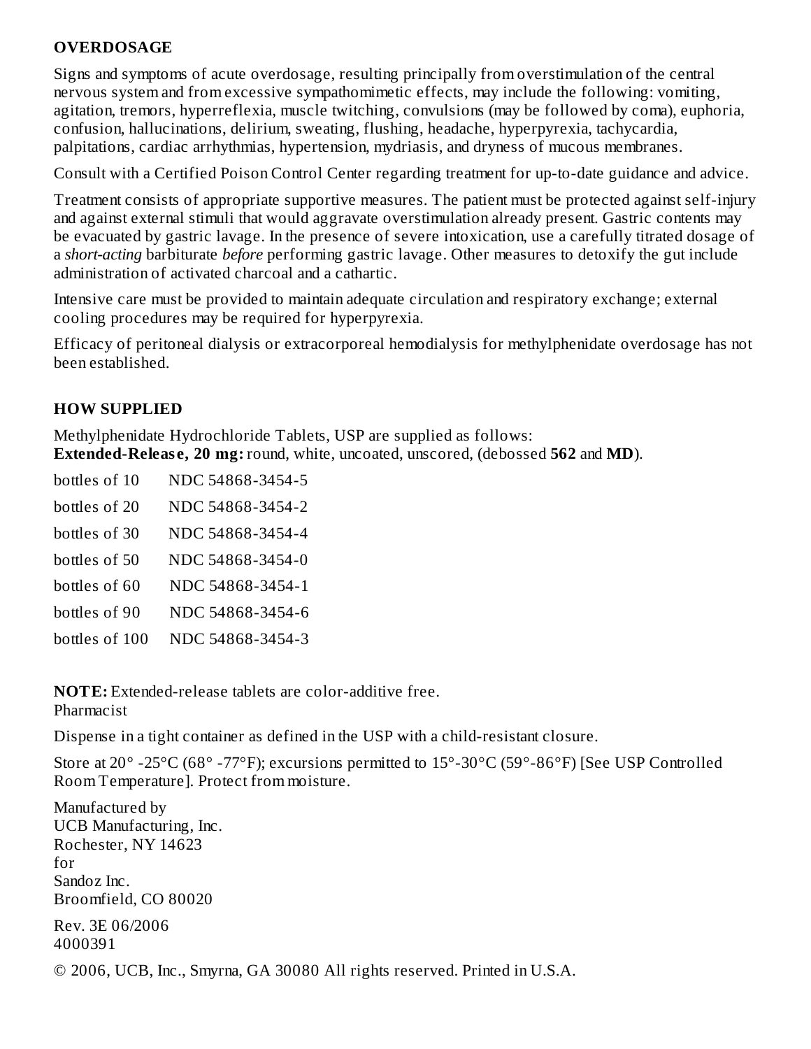## OVERDOSAGE

Signs and symptoms of acute overdosage, resulting principally from overstimulation of the central nervous system and from excessive sympathomimetic effects, may include the following: vomiting, agitation, tremors, hyperreflexia, muscle twitching, convulsions (may be followed by coma), euphoria, confusion, hallucinations, delirium, sweating, flushing, headache, hyperpyrexia, tachycardia, palpitations, cardiac arrhythmias, hypertension, mydriasis, and dryness of mucous membranes.

Consult with a Certified Poison Control Center regarding treatment for up-to-date guidance and advice.

Treatment consists of appropriate supportive measures. The patient must be protected against self-injury and against external stimuli that would aggravate overstimulation already present. Gastric contents may be evacuated by gastric lavage. In the presence of severe intoxication, use a carefully titrated dosage of a *short-acting* barbiturate *before* performing gastric lavage. Other measures to detoxify the gut include administration of activated charcoal and a cathartic.

Intensive care must be provided to maintain adequate circulation and respiratory exchange; external cooling procedures may be required for hyperpyrexia.

Efficacy of peritoneal dialysis or extracorporeal hemodialysis for methylphenidate overdosage has not been established.

## HOW SUPPLIED

Methylphenidate Hydrochloride Tablets, USP are supplied as follows:
**Extended-Release, 20 mg:** round, white, uncoated, unscored, (debossed **562** and **MD**).

| | |
|---|---|
| bottles of 10 | NDC 54868-3454-5 |
| bottles of 20 | NDC 54868-3454-2 |
| bottles of 30 | NDC 54868-3454-4 |
| bottles of 50 | NDC 54868-3454-0 |
| bottles of 60 | NDC 54868-3454-1 |
| bottles of 90 | NDC 54868-3454-6 |
| bottles of 100 | NDC 54868-3454-3 |

**NOTE:** Extended-release tablets are color-additive free.
Pharmacist

Dispense in a tight container as defined in the USP with a child-resistant closure.

Store at 20° -25°C (68° -77°F); excursions permitted to 15°-30°C (59°-86°F) [See USP Controlled Room Temperature]. Protect from moisture.

Manufactured by
UCB Manufacturing, Inc.
Rochester, NY 14623
for
Sandoz Inc.
Broomfield, CO 80020

Rev. 3E 06/2006
4000391

© 2006, UCB, Inc., Smyrna, GA 30080 All rights reserved. Printed in U.S.A.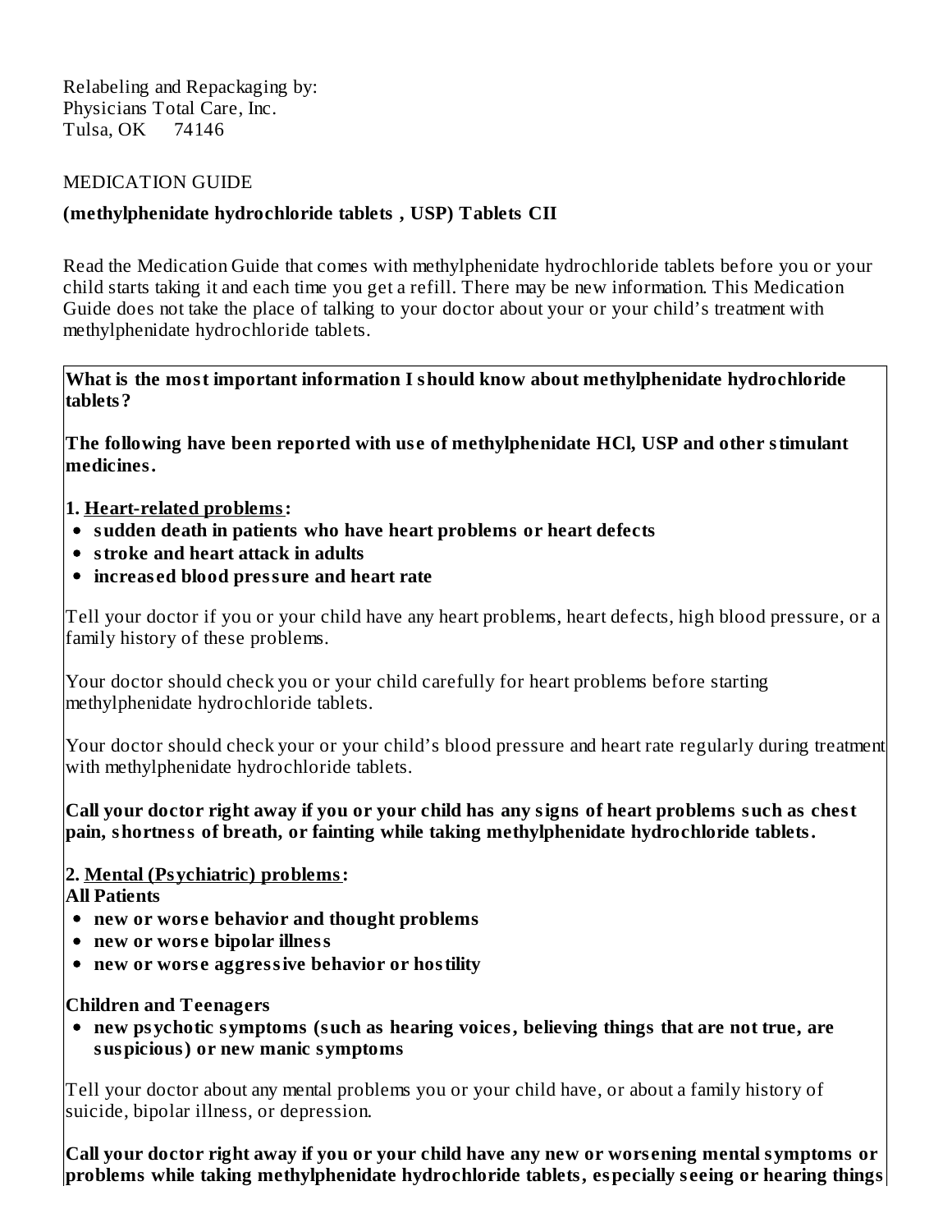Relabeling and Repackaging by:
Physicians Total Care, Inc.
Tulsa, OK 74146

MEDICATION GUIDE

**(methylphenidate hydrochloride tablets , USP) Tablets CII**

Read the Medication Guide that comes with methylphenidate hydrochloride tablets before you or your child starts taking it and each time you get a refill. There may be new information. This Medication Guide does not take the place of talking to your doctor about your or your child's treatment with methylphenidate hydrochloride tablets.

**What is the most important information I should know about methylphenidate hydrochloride tablets?**

**The following have been reported with use of methylphenidate HCl, USP and other stimulant medicines.**

**1. Heart-related problems:**

- **sudden death in patients who have heart problems or heart defects**
- **stroke and heart attack in adults**
- **increased blood pressure and heart rate**

Tell your doctor if you or your child have any heart problems, heart defects, high blood pressure, or a family history of these problems.

Your doctor should check you or your child carefully for heart problems before starting methylphenidate hydrochloride tablets.

Your doctor should check your or your child's blood pressure and heart rate regularly during treatment with methylphenidate hydrochloride tablets.

**Call your doctor right away if you or your child has any signs of heart problems such as chest pain, shortness of breath, or fainting while taking methylphenidate hydrochloride tablets.**

**2. Mental (Psychiatric) problems:**

**All Patients**

- **new or worse behavior and thought problems**
- **new or worse bipolar illness**
- **new or worse aggressive behavior or hostility**

**Children and Teenagers**

- **new psychotic symptoms (such as hearing voices, believing things that are not true, are suspicious) or new manic symptoms**

Tell your doctor about any mental problems you or your child have, or about a family history of suicide, bipolar illness, or depression.

**Call your doctor right away if you or your child have any new or worsening mental symptoms or problems while taking methylphenidate hydrochloride tablets, especially seeing or hearing things**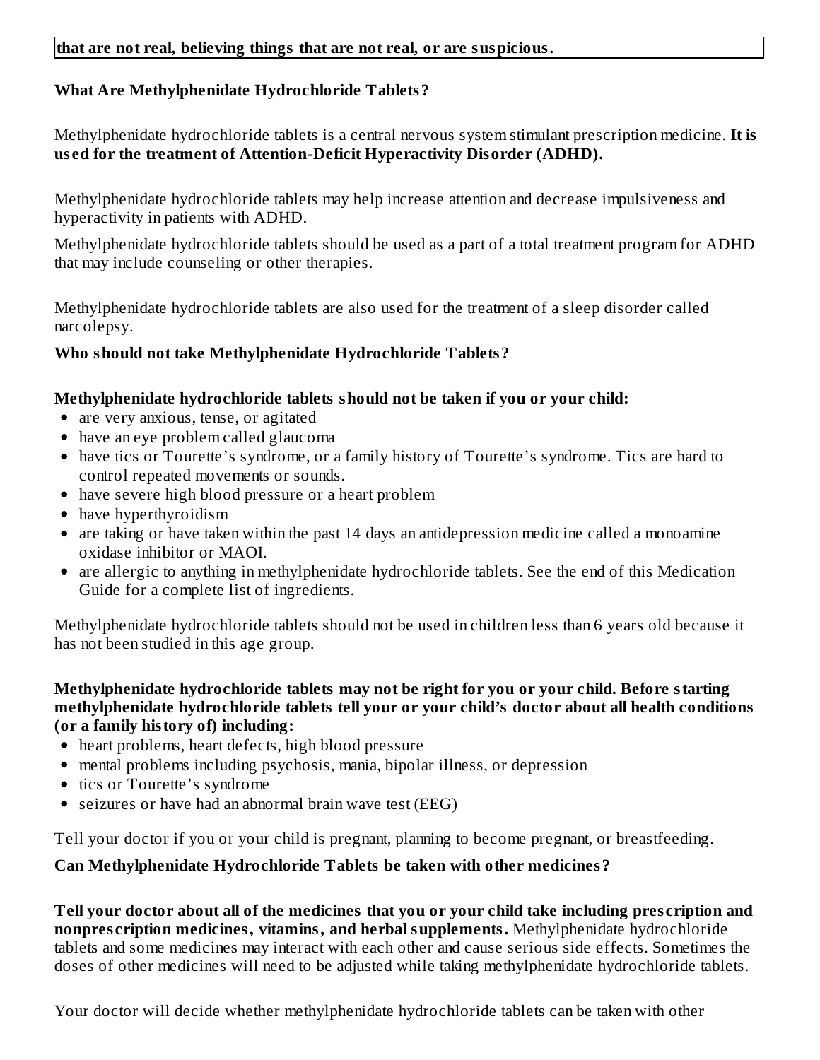**that are not real, believing things that are not real, or are suspicious.**

**What Are Methylphenidate Hydrochloride Tablets?**

Methylphenidate hydrochloride tablets is a central nervous system stimulant prescription medicine. **It is used for the treatment of Attention-Deficit Hyperactivity Disorder (ADHD).**

Methylphenidate hydrochloride tablets may help increase attention and decrease impulsiveness and hyperactivity in patients with ADHD.

Methylphenidate hydrochloride tablets should be used as a part of a total treatment program for ADHD that may include counseling or other therapies.

Methylphenidate hydrochloride tablets are also used for the treatment of a sleep disorder called narcolepsy.

**Who should not take Methylphenidate Hydrochloride Tablets?**

**Methylphenidate hydrochloride tablets should not be taken if you or your child:**

- are very anxious, tense, or agitated
- have an eye problem called glaucoma
- have tics or Tourette's syndrome, or a family history of Tourette's syndrome. Tics are hard to control repeated movements or sounds.
- have severe high blood pressure or a heart problem
- have hyperthyroidism
- are taking or have taken within the past 14 days an antidepression medicine called a monoamine oxidase inhibitor or MAOI.
- are allergic to anything in methylphenidate hydrochloride tablets. See the end of this Medication Guide for a complete list of ingredients.

Methylphenidate hydrochloride tablets should not be used in children less than 6 years old because it has not been studied in this age group.

**Methylphenidate hydrochloride tablets may not be right for you or your child. Before starting methylphenidate hydrochloride tablets tell your or your child's doctor about all health conditions (or a family history of) including:**

- heart problems, heart defects, high blood pressure
- mental problems including psychosis, mania, bipolar illness, or depression
- tics or Tourette's syndrome
- seizures or have had an abnormal brain wave test (EEG)

Tell your doctor if you or your child is pregnant, planning to become pregnant, or breastfeeding.

**Can Methylphenidate Hydrochloride Tablets be taken with other medicines?**

**Tell your doctor about all of the medicines that you or your child take including prescription and nonprescription medicines, vitamins, and herbal supplements.** Methylphenidate hydrochloride tablets and some medicines may interact with each other and cause serious side effects. Sometimes the doses of other medicines will need to be adjusted while taking methylphenidate hydrochloride tablets.

Your doctor will decide whether methylphenidate hydrochloride tablets can be taken with other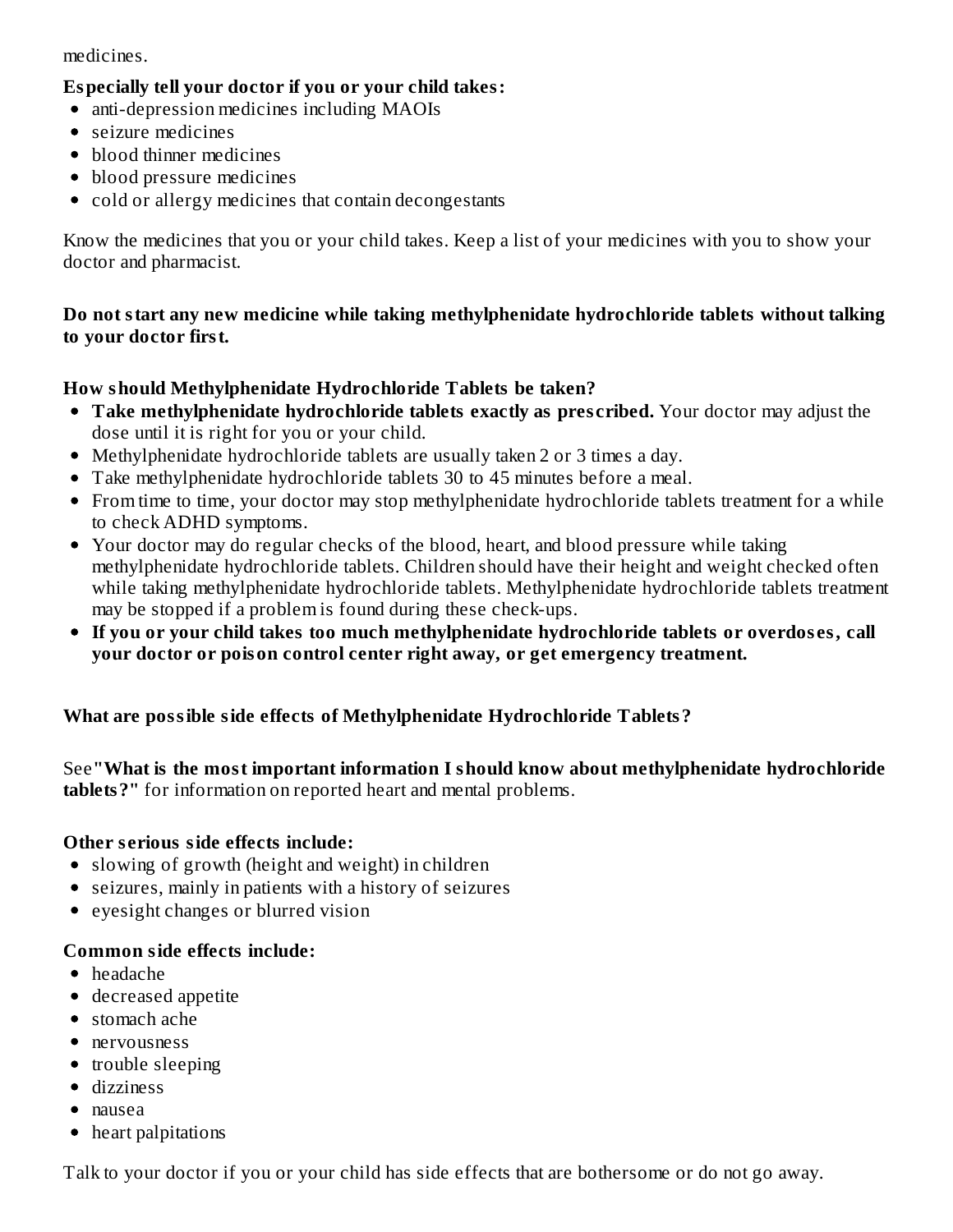medicines.

**Especially tell your doctor if you or your child takes:**

- anti-depression medicines including MAOIs
- seizure medicines
- blood thinner medicines
- blood pressure medicines
- cold or allergy medicines that contain decongestants

Know the medicines that you or your child takes. Keep a list of your medicines with you to show your doctor and pharmacist.

**Do not start any new medicine while taking methylphenidate hydrochloride tablets without talking to your doctor first.**

**How should Methylphenidate Hydrochloride Tablets be taken?**

- **Take methylphenidate hydrochloride tablets exactly as prescribed.** Your doctor may adjust the dose until it is right for you or your child.
- Methylphenidate hydrochloride tablets are usually taken 2 or 3 times a day.
- Take methylphenidate hydrochloride tablets 30 to 45 minutes before a meal.
- From time to time, your doctor may stop methylphenidate hydrochloride tablets treatment for a while to check ADHD symptoms.
- Your doctor may do regular checks of the blood, heart, and blood pressure while taking methylphenidate hydrochloride tablets. Children should have their height and weight checked often while taking methylphenidate hydrochloride tablets. Methylphenidate hydrochloride tablets treatment may be stopped if a problem is found during these check-ups.
- **If you or your child takes too much methylphenidate hydrochloride tablets or overdoses, call your doctor or poison control center right away, or get emergency treatment.**

**What are possible side effects of Methylphenidate Hydrochloride Tablets?**

See **"What is the most important information I should know about methylphenidate hydrochloride tablets?"** for information on reported heart and mental problems.

**Other serious side effects include:**

- slowing of growth (height and weight) in children
- seizures, mainly in patients with a history of seizures
- eyesight changes or blurred vision

**Common side effects include:**

- headache
- decreased appetite
- stomach ache
- nervousness
- trouble sleeping
- dizziness
- nausea
- heart palpitations

Talk to your doctor if you or your child has side effects that are bothersome or do not go away.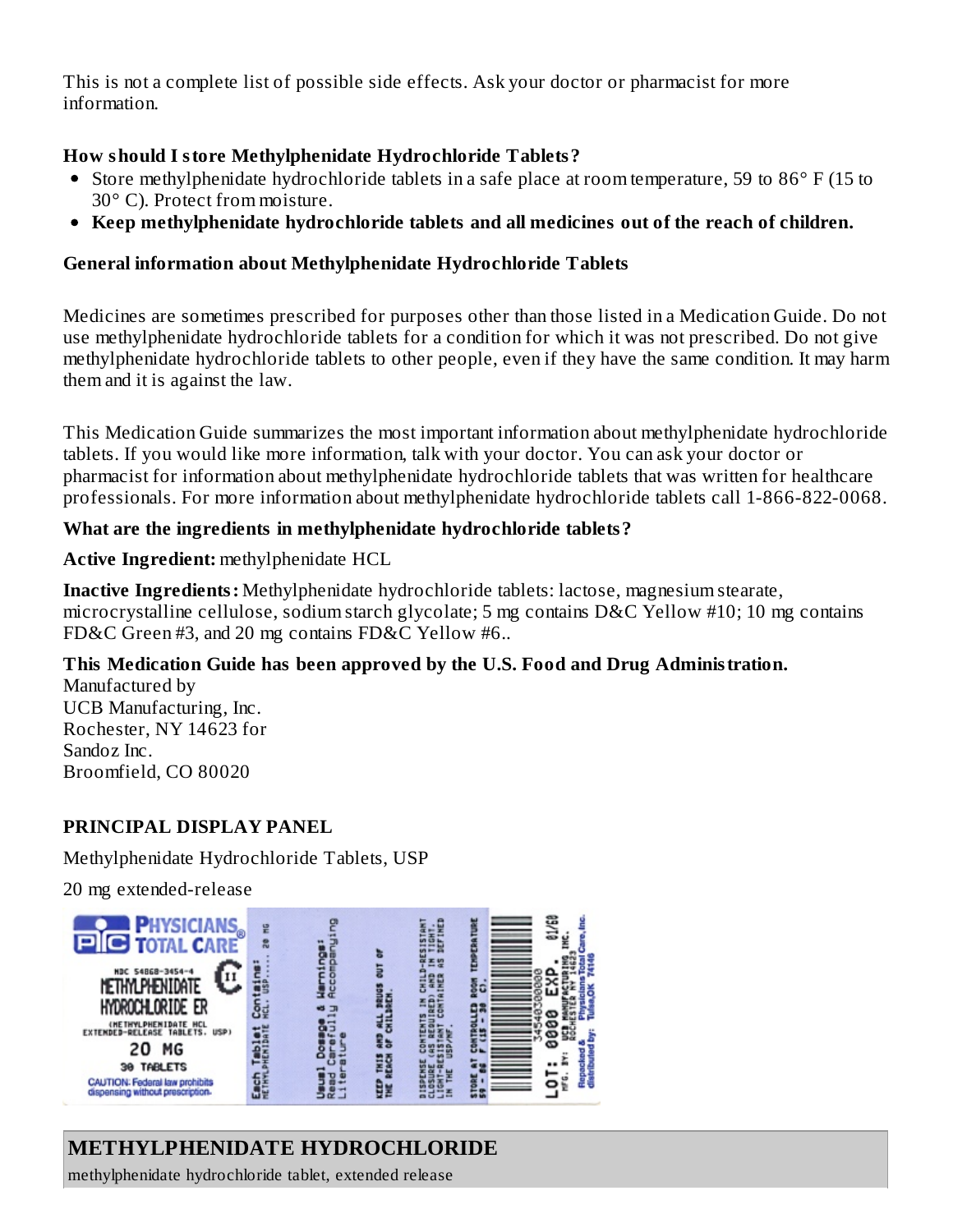This is not a complete list of possible side effects. Ask your doctor or pharmacist for more information.

**How should I store Methylphenidate Hydrochloride Tablets?**

- Store methylphenidate hydrochloride tablets in a safe place at room temperature, 59 to 86° F (15 to 30° C). Protect from moisture.
- **Keep methylphenidate hydrochloride tablets and all medicines out of the reach of children.**

**General information about Methylphenidate Hydrochloride Tablets**

Medicines are sometimes prescribed for purposes other than those listed in a Medication Guide. Do not use methylphenidate hydrochloride tablets for a condition for which it was not prescribed. Do not give methylphenidate hydrochloride tablets to other people, even if they have the same condition. It may harm them and it is against the law.

This Medication Guide summarizes the most important information about methylphenidate hydrochloride tablets. If you would like more information, talk with your doctor. You can ask your doctor or pharmacist for information about methylphenidate hydrochloride tablets that was written for healthcare professionals. For more information about methylphenidate hydrochloride tablets call 1-866-822-0068.

**What are the ingredients in methylphenidate hydrochloride tablets?**

**Active Ingredient:** methylphenidate HCL

**Inactive Ingredients:** Methylphenidate hydrochloride tablets: lactose, magnesium stearate, microcrystalline cellulose, sodium starch glycolate; 5 mg contains D&C Yellow #10; 10 mg contains FD&C Green #3, and 20 mg contains FD&C Yellow #6..

**This Medication Guide has been approved by the U.S. Food and Drug Administration.**

Manufactured by
UCB Manufacturing, Inc.
Rochester, NY 14623 for
Sandoz Inc.
Broomfield, CO 80020

**PRINCIPAL DISPLAY PANEL**

Methylphenidate Hydrochloride Tablets, USP

20 mg extended-release

PHYSICIANS TOTAL CARE®

NDC 54868-3454-4
METHYLPHENIDATE HYDROCHLORIDE ER
(METHYLPHENIDATE HCL EXTENDED-RELEASE TABLETS, USP)
20 MG
30 TABLETS
CAUTION: Federal law prohibits dispensing without prescription.

Each Tablet Contains: METHYLPHENIDATE HCL, USP..... 20 MG

Usual Dosage & Warnings: Read Carefully Accompanying Literature

KEEP THIS AND ALL DRUGS OUT OF THE REACH OF CHILDREN.

DISPENSE CONTENTS IN CHILD-RESISTANT CLOSURE (AS REQUIRED) AND IN TIGHT, LIGHT-RESISTANT CONTAINER AS DEFINED IN THE USP/NF.

STORE AT CONTROLLED ROOM TEMPERATURE 59 - 86° F (15 - 30° C).

3454030000

LOT: 0000 EXP. 01/60

MFG. BY: UCB MANUFACTURING, INC. ROCHESTER NY 14623

Repacked & distributed by: Physicians Total Care, Inc. Tulsa, OK 74146

## METHYLPHENIDATE HYDROCHLORIDE

methylphenidate hydrochloride tablet, extended release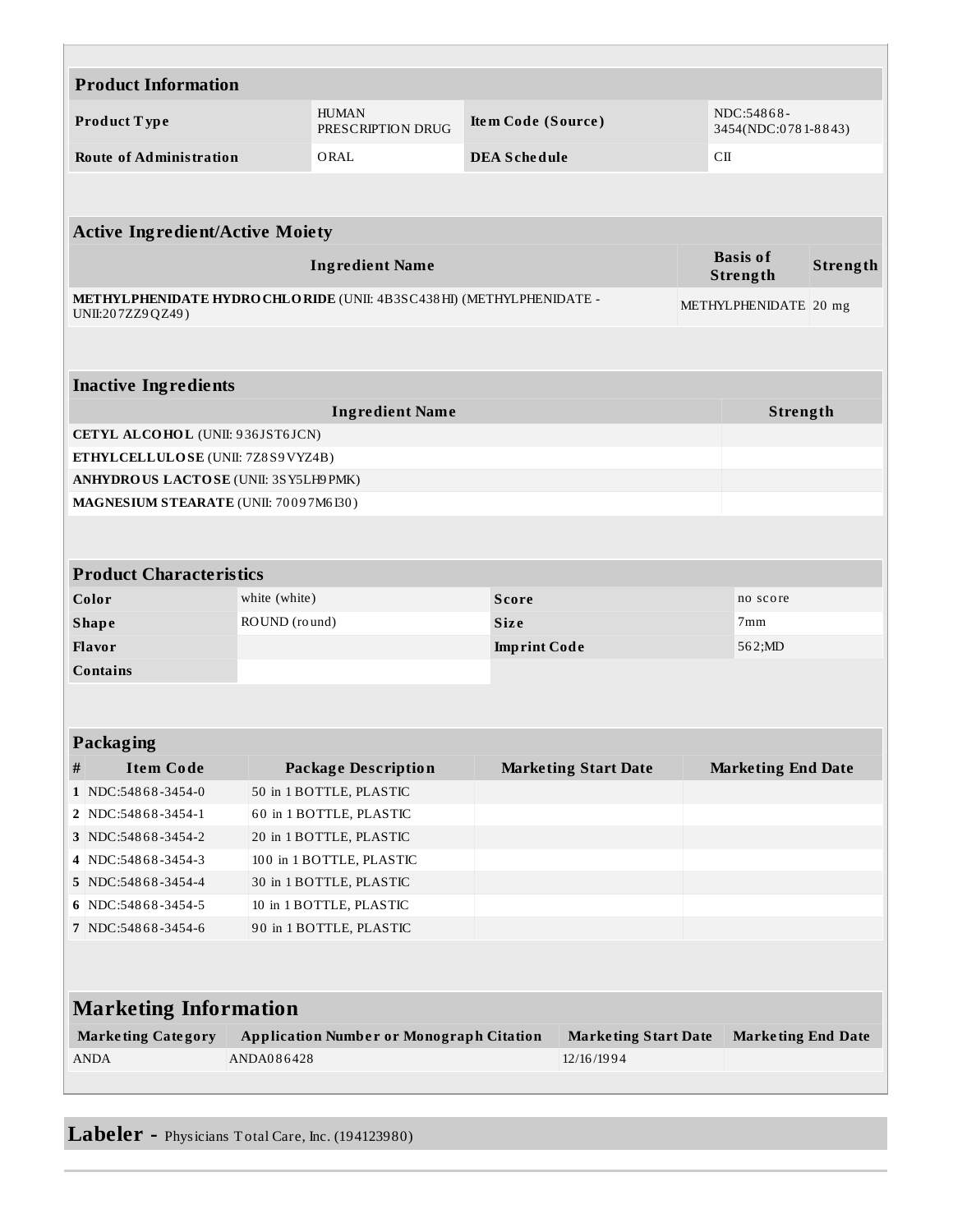## Product Information

| | | | |
|---|---|---|---|
| **Product Type** | HUMAN PRESCRIPTION DRUG | **Item Code (Source)** | NDC:54868-3454(NDC:0781-8843) |
| **Route of Administration** | ORAL | **DEA Schedule** | CII |

## Active Ingredient/Active Moiety

| Ingredient Name | Basis of Strength | Strength |
|---|---|---|
| **METHYLPHENIDATE HYDROCHLORIDE** (UNII: 4B3SC438HI) (METHYLPHENIDATE - UNII:207ZZ9QZ49) | METHYLPHENIDATE | 20 mg |

## Inactive Ingredients

| Ingredient Name | Strength |
|---|---|
| **CETYL ALCOHOL** (UNII: 936JST6JCN) | |
| **ETHYLCELLULOSE** (UNII: 7Z8S9VYZ4B) | |
| **ANHYDROUS LACTOSE** (UNII: 3SY5LH9PMK) | |
| **MAGNESIUM STEARATE** (UNII: 70097M6I30) | |

## Product Characteristics

| | | | |
|---|---|---|---|
| **Color** | white (white) | **Score** | no score |
| **Shape** | ROUND (round) | **Size** | 7mm |
| **Flavor** | | **Imprint Code** | 562;MD |
| **Contains** | | | |

## Packaging

| # | Item Code | Package Description | Marketing Start Date | Marketing End Date |
|---|---|---|---|---|
| 1 | NDC:54868-3454-0 | 50 in 1 BOTTLE, PLASTIC | | |
| 2 | NDC:54868-3454-1 | 60 in 1 BOTTLE, PLASTIC | | |
| 3 | NDC:54868-3454-2 | 20 in 1 BOTTLE, PLASTIC | | |
| 4 | NDC:54868-3454-3 | 100 in 1 BOTTLE, PLASTIC | | |
| 5 | NDC:54868-3454-4 | 30 in 1 BOTTLE, PLASTIC | | |
| 6 | NDC:54868-3454-5 | 10 in 1 BOTTLE, PLASTIC | | |
| 7 | NDC:54868-3454-6 | 90 in 1 BOTTLE, PLASTIC | | |

## Marketing Information

| Marketing Category | Application Number or Monograph Citation | Marketing Start Date | Marketing End Date |
|---|---|---|---|
| ANDA | ANDA086428 | 12/16/1994 | |

## Labeler - Physicians Total Care, Inc. (194123980)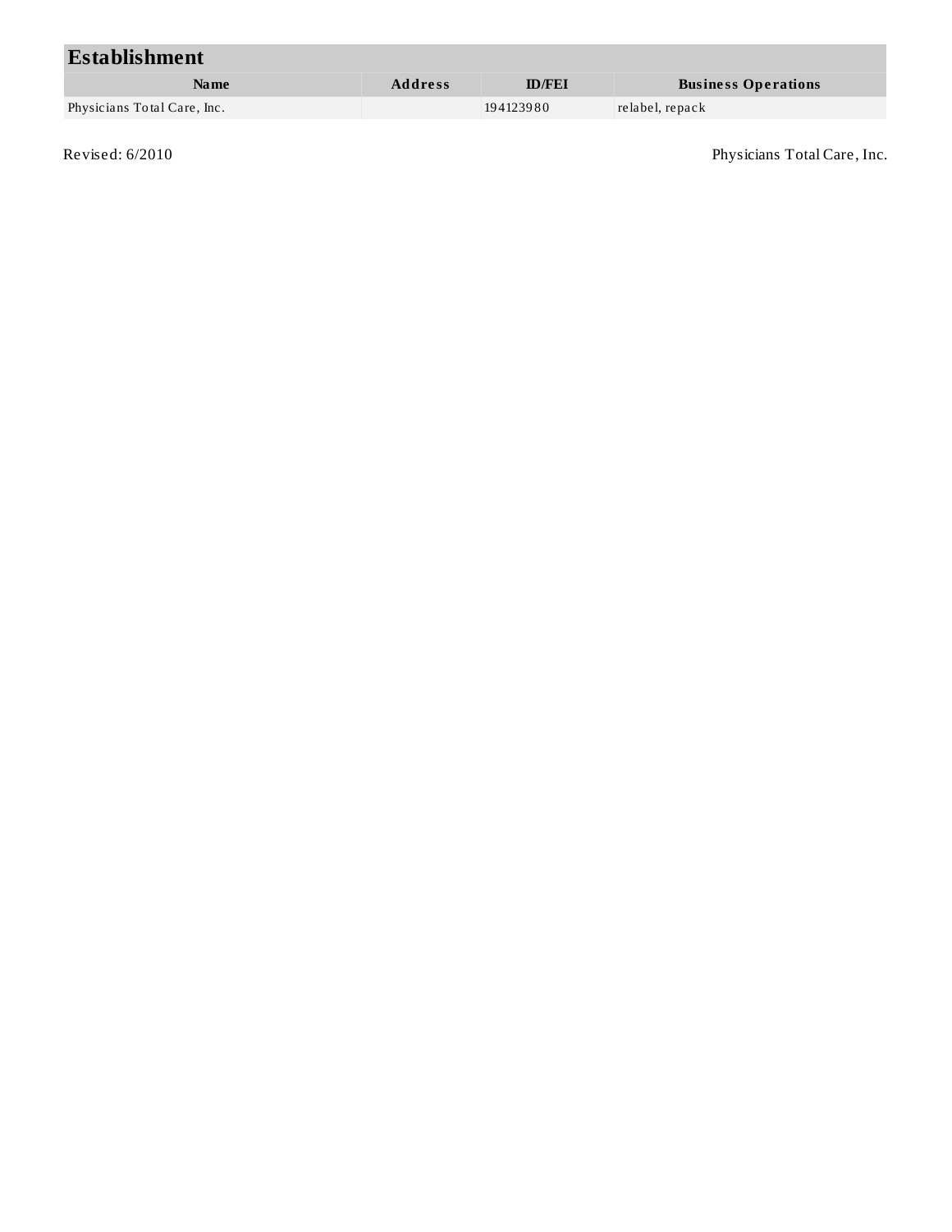## Establishment

| Name | Address | ID/FEI | Business Operations |
|---|---|---|---|
| Physicians Total Care, Inc. | | 194123980 | relabel, repack |

Revised: 6/2010

Physicians Total Care, Inc.